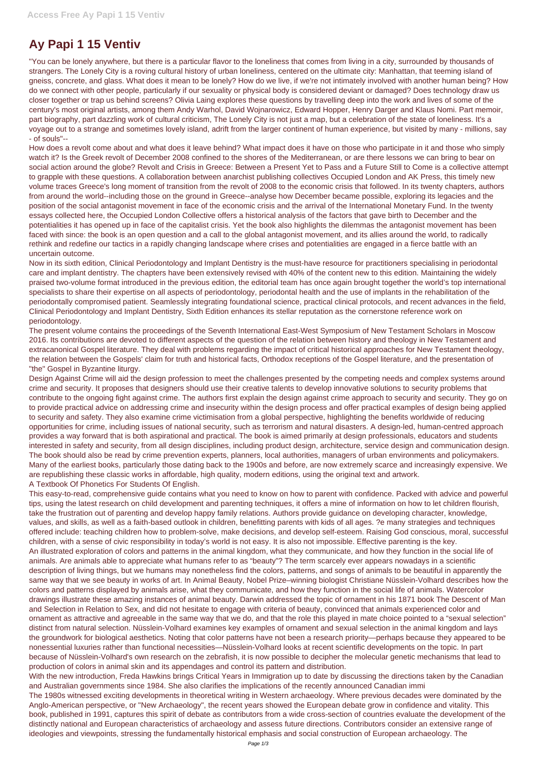# Ay Papi 1 15 Ventiv

"You can be lonely anywhere, but there is a particular flavor to the loneliness that comes from living in a city, surrounded by thousands of strangers. The Lonely City is a roving cultural history of urban loneliness, centered on the ultimate city: Manhattan, that teeming island of gneiss, concrete, and glass. What does it mean to be lonely? How do we live, if we're not intimately involved with another human being? How do we connect with other people, particularly if our sexuality or physical body is considered deviant or damaged? Does technology draw us closer together or trap us behind screens? Olivia Laing explores these questions by travelling deep into the work and lives of some of the century's most original artists, among them Andy Warhol, David Wojnarowicz, Edward Hopper, Henry Darger and Klaus Nomi. Part memoir, part biography, part dazzling work of cultural criticism, The Lonely City is not just a map, but a celebration of the state of loneliness. It's a voyage out to a strange and sometimes lovely island, adrift from the larger continent of human experience, but visited by many - millions, say - of souls"--

How does a revolt come about and what does it leave behind? What impact does it have on those who participate in it and those who simply watch it? Is the Greek revolt of December 2008 confined to the shores of the Mediterranean, or are there lessons we can bring to bear on social action around the globe? Revolt and Crisis in Greece: Between a Present Yet to Pass and a Future Still to Come is a collective attempt to grapple with these questions. A collaboration between anarchist publishing collectives Occupied London and AK Press, this timely new volume traces Greece's long moment of transition from the revolt of 2008 to the economic crisis that followed. In its twenty chapters, authors from around the world--including those on the ground in Greece--analyse how December became possible, exploring its legacies and the position of the social antagonist movement in face of the economic crisis and the arrival of the International Monetary Fund. In the twenty essays collected here, the Occupied London Collective offers a historical analysis of the factors that gave birth to December and the potentialities it has opened up in face of the capitalist crisis. Yet the book also highlights the dilemmas the antagonist movement has been faced with since: the book is an open question and a call to the global antagonist movement, and its allies around the world, to radically rethink and redefine our tactics in a rapidly changing landscape where crises and potentialities are engaged in a fierce battle with an uncertain outcome.

Now in its sixth edition, Clinical Periodontology and Implant Dentistry is the must-have resource for practitioners specialising in periodontal care and implant dentistry. The chapters have been extensively revised with 40% of the content new to this edition. Maintaining the widely praised two-volume format introduced in the previous edition, the editorial team has once again brought together the world's top international specialists to share their expertise on all aspects of periodontology, periodontal health and the use of implants in the rehabilitation of the periodontally compromised patient. Seamlessly integrating foundational science, practical clinical protocols, and recent advances in the field, Clinical Periodontology and Implant Dentistry, Sixth Edition enhances its stellar reputation as the cornerstone reference work on periodontology.

The present volume contains the proceedings of the Seventh International East-West Symposium of New Testament Scholars in Moscow 2016. Its contributions are devoted to different aspects of the question of the relation between history and theology in New Testament and extracanonical Gospel literature. They deal with problems regarding the impact of critical historical approaches for New Testament theology, the relation between the Gospels' claim for truth and historical facts, Orthodox receptions of the Gospel literature, and the presentation of "the" Gospel in Byzantine liturgy.

Design Against Crime will aid the design profession to meet the challenges presented by the competing needs and complex systems around crime and security. It proposes that designers should use their creative talents to develop innovative solutions to security problems that contribute to the ongoing fight against crime. The authors first explain the design against crime approach to security and security. They go on to provide practical advice on addressing crime and insecurity within the design process and offer practical examples of design being applied to security and safety. They also examine crime victimisation from a global perspective, highlighting the benefits worldwide of reducing opportunities for crime, including issues of national security, such as terrorism and natural disasters. A design-led, human-centred approach provides a way forward that is both aspirational and practical. The book is aimed primarily at design professionals, educators and students interested in safety and security, from all design disciplines, including product design, architecture, service design and communication design. The book should also be read by crime prevention experts, planners, local authorities, managers of urban environments and policymakers.

Many of the earliest books, particularly those dating back to the 1900s and before, are now extremely scarce and increasingly expensive. We are republishing these classic works in affordable, high quality, modern editions, using the original text and artwork.

A Textbook Of Phonetics For Students Of English.

This easy-to-read, comprehensive guide contains what you need to know on how to parent with confidence. Packed with advice and powerful tips, using the latest research on child development and parenting techniques, it offers a mine of information on how to let children flourish, take the frustration out of parenting and develop happy family relations. Authors provide guidance on developing character, knowledge, values, and skills, as well as a faith-based outlook in children, benefitting parents with kids of all ages. ?e many strategies and techniques offered include: teaching children how to problem-solve, make decisions, and develop self-esteem. Raising God conscious, moral, successful children, with a sense of civic responsibility in today's world is not easy. It is also not impossible. Effective parenting is the key.

An illustrated exploration of colors and patterns in the animal kingdom, what they communicate, and how they function in the social life of animals. Are animals able to appreciate what humans refer to as "beauty"? The term scarcely ever appears nowadays in a scientific description of living things, but we humans may nonetheless find the colors, patterns, and songs of animals to be beautiful in apparently the same way that we see beauty in works of art. In Animal Beauty, Nobel Prize–winning biologist Christiane Nüsslein-Volhard describes how the colors and patterns displayed by animals arise, what they communicate, and how they function in the social life of animals. Watercolor drawings illustrate these amazing instances of animal beauty. Darwin addressed the topic of ornament in his 1871 book The Descent of Man and Selection in Relation to Sex, and did not hesitate to engage with criteria of beauty, convinced that animals experienced color and ornament as attractive and agreeable in the same way that we do, and that the role this played in mate choice pointed to a "sexual selection" distinct from natural selection. Nüsslein-Volhard examines key examples of ornament and sexual selection in the animal kingdom and lays the groundwork for biological aesthetics. Noting that color patterns have not been a research priority—perhaps because they appeared to be nonessential luxuries rather than functional necessities—Nüsslein-Volhard looks at recent scientific developments on the topic. In part because of Nüsslein-Volhard's own research on the zebrafish, it is now possible to decipher the molecular genetic mechanisms that lead to production of colors in animal skin and its appendages and control its pattern and distribution.

With the new introduction, Freda Hawkins brings Critical Years in Immigration up to date by discussing the directions taken by the Canadian and Australian governments since 1984. She also clarifies the implications of the recently announced Canadian immi

The 1980s witnessed exciting developments in theoretical writing in Western archaeology. Where previous decades were dominated by the Anglo-American perspective, or "New Archaeology", the recent years showed the European debate grow in confidence and vitality. This book, published in 1991, captures this spirit of debate as contributors from a wide cross-section of countries evaluate the development of the distinctly national and European characteristics of archaeology and assess future directions. Contributors consider an extensive range of ideologies and viewpoints, stressing the fundamentally historical emphasis and social construction of European archaeology. The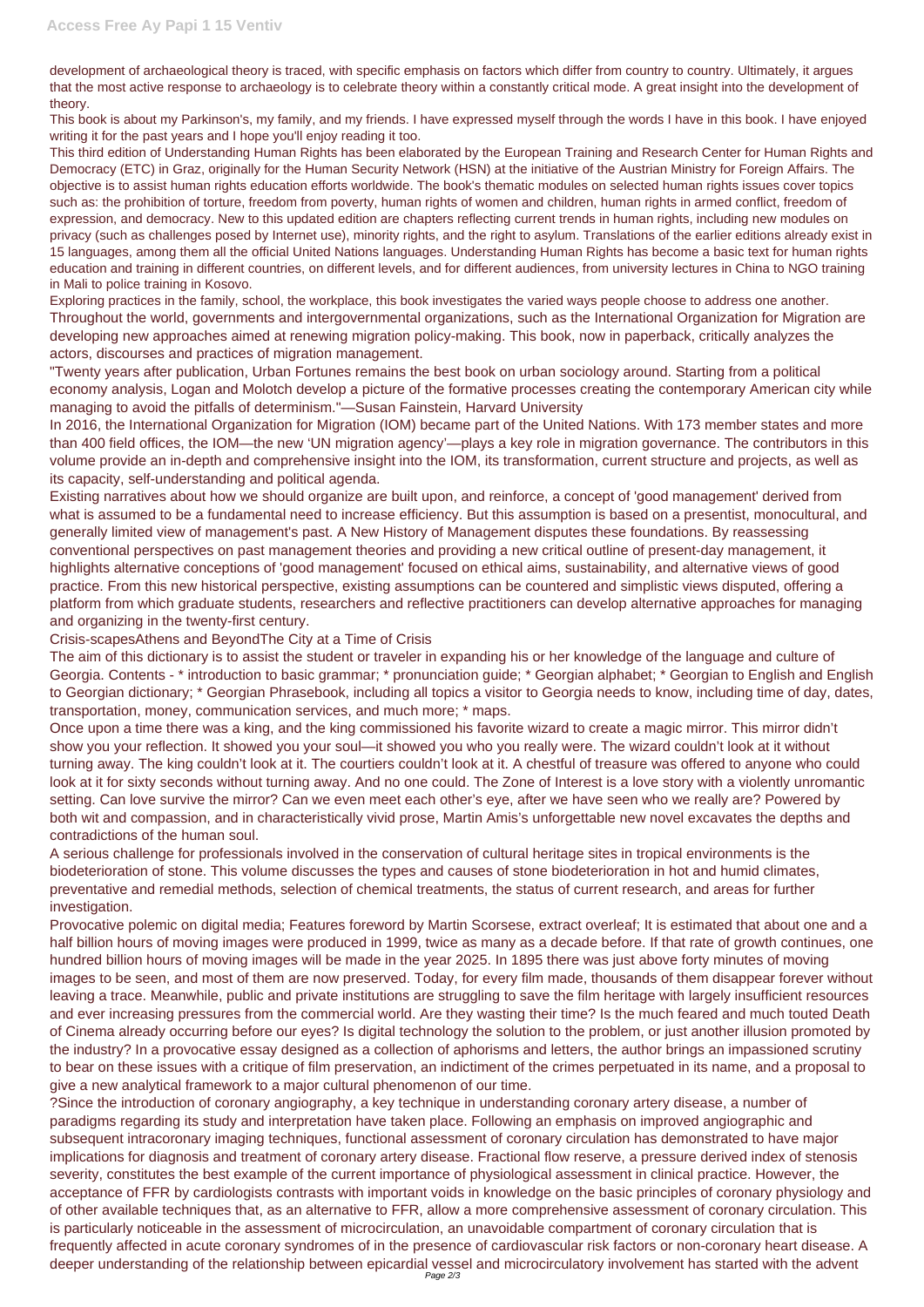development of archaeological theory is traced, with specific emphasis on factors which differ from country to country. Ultimately, it argues that the most active response to archaeology is to celebrate theory within a constantly critical mode. A great insight into the development of theory.

This book is about my Parkinson's, my family, and my friends. I have expressed myself through the words I have in this book. I have enjoyed writing it for the past years and I hope you'll enjoy reading it too.

This third edition of Understanding Human Rights has been elaborated by the European Training and Research Center for Human Rights and Democracy (ETC) in Graz, originally for the Human Security Network (HSN) at the initiative of the Austrian Ministry for Foreign Affairs. The objective is to assist human rights education efforts worldwide. The book's thematic modules on selected human rights issues cover topics such as: the prohibition of torture, freedom from poverty, human rights of women and children, human rights in armed conflict, freedom of expression, and democracy. New to this updated edition are chapters reflecting current trends in human rights, including new modules on privacy (such as challenges posed by Internet use), minority rights, and the right to asylum. Translations of the earlier editions already exist in 15 languages, among them all the official United Nations languages. Understanding Human Rights has become a basic text for human rights education and training in different countries, on different levels, and for different audiences, from university lectures in China to NGO training in Mali to police training in Kosovo.

Exploring practices in the family, school, the workplace, this book investigates the varied ways people choose to address one another.

Throughout the world, governments and intergovernmental organizations, such as the International Organization for Migration are developing new approaches aimed at renewing migration policy-making. This book, now in paperback, critically analyzes the actors, discourses and practices of migration management.

"Twenty years after publication, Urban Fortunes remains the best book on urban sociology around. Starting from a political economy analysis, Logan and Molotch develop a picture of the formative processes creating the contemporary American city while managing to avoid the pitfalls of determinism."—Susan Fainstein, Harvard University

In 2016, the International Organization for Migration (IOM) became part of the United Nations. With 173 member states and more than 400 field offices, the IOM—the new 'UN migration agency'—plays a key role in migration governance. The contributors in this volume provide an in-depth and comprehensive insight into the IOM, its transformation, current structure and projects, as well as its capacity, self-understanding and political agenda.

Existing narratives about how we should organize are built upon, and reinforce, a concept of 'good management' derived from what is assumed to be a fundamental need to increase efficiency. But this assumption is based on a presentist, monocultural, and generally limited view of management's past. A New History of Management disputes these foundations. By reassessing conventional perspectives on past management theories and providing a new critical outline of present-day management, it highlights alternative conceptions of 'good management' focused on ethical aims, sustainability, and alternative views of good practice. From this new historical perspective, existing assumptions can be countered and simplistic views disputed, offering a platform from which graduate students, researchers and reflective practitioners can develop alternative approaches for managing and organizing in the twenty-first century.

Crisis-scapesAthens and BeyondThe City at a Time of Crisis

The aim of this dictionary is to assist the student or traveler in expanding his or her knowledge of the language and culture of Georgia. Contents - * introduction to basic grammar; * pronunciation guide; * Georgian alphabet; * Georgian to English and English to Georgian dictionary; * Georgian Phrasebook, including all topics a visitor to Georgia needs to know, including time of day, dates, transportation, money, communication services, and much more; * maps.

Once upon a time there was a king, and the king commissioned his favorite wizard to create a magic mirror. This mirror didn't show you your reflection. It showed you your soul—it showed you who you really were. The wizard couldn't look at it without turning away. The king couldn't look at it. The courtiers couldn't look at it. A chestful of treasure was offered to anyone who could look at it for sixty seconds without turning away. And no one could. The Zone of Interest is a love story with a violently unromantic setting. Can love survive the mirror? Can we even meet each other's eye, after we have seen who we really are? Powered by both wit and compassion, and in characteristically vivid prose, Martin Amis's unforgettable new novel excavates the depths and contradictions of the human soul.

A serious challenge for professionals involved in the conservation of cultural heritage sites in tropical environments is the biodeterioration of stone. This volume discusses the types and causes of stone biodeterioration in hot and humid climates, preventative and remedial methods, selection of chemical treatments, the status of current research, and areas for further investigation.

Provocative polemic on digital media; Features foreword by Martin Scorsese, extract overleaf; It is estimated that about one and a half billion hours of moving images were produced in 1999, twice as many as a decade before. If that rate of growth continues, one hundred billion hours of moving images will be made in the year 2025. In 1895 there was just above forty minutes of moving images to be seen, and most of them are now preserved. Today, for every film made, thousands of them disappear forever without leaving a trace. Meanwhile, public and private institutions are struggling to save the film heritage with largely insufficient resources and ever increasing pressures from the commercial world. Are they wasting their time? Is the much feared and much touted Death of Cinema already occurring before our eyes? Is digital technology the solution to the problem, or just another illusion promoted by the industry? In a provocative essay designed as a collection of aphorisms and letters, the author brings an impassioned scrutiny to bear on these issues with a critique of film preservation, an indictment of the crimes perpetuated in its name, and a proposal to give a new analytical framework to a major cultural phenomenon of our time.

?Since the introduction of coronary angiography, a key technique in understanding coronary artery disease, a number of paradigms regarding its study and interpretation have taken place. Following an emphasis on improved angiographic and subsequent intracoronary imaging techniques, functional assessment of coronary circulation has demonstrated to have major implications for diagnosis and treatment of coronary artery disease. Fractional flow reserve, a pressure derived index of stenosis severity, constitutes the best example of the current importance of physiological assessment in clinical practice. However, the acceptance of FFR by cardiologists contrasts with important voids in knowledge on the basic principles of coronary physiology and of other available techniques that, as an alternative to FFR, allow a more comprehensive assessment of coronary circulation. This is particularly noticeable in the assessment of microcirculation, an unavoidable compartment of coronary circulation that is frequently affected in acute coronary syndromes of in the presence of cardiovascular risk factors or non-coronary heart disease. A deeper understanding of the relationship between epicardial vessel and microcirculatory involvement has started with the advent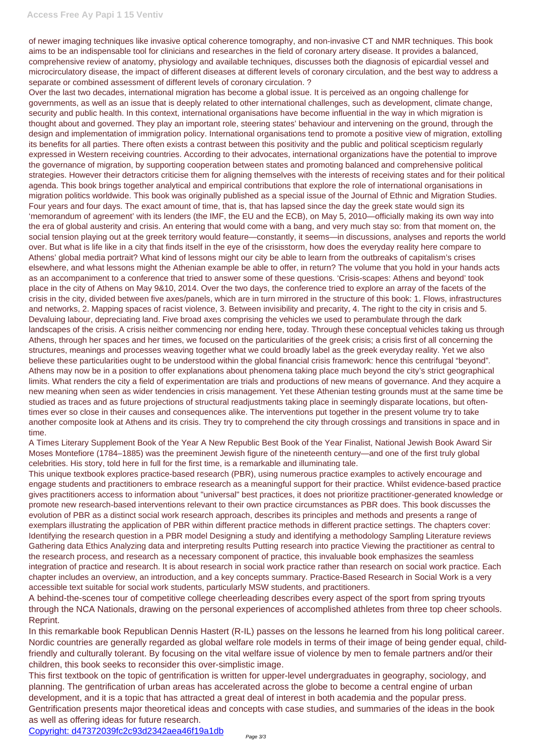of newer imaging techniques like invasive optical coherence tomography, and non-invasive CT and NMR techniques. This book aims to be an indispensable tool for clinicians and researches in the field of coronary artery disease. It provides a balanced, comprehensive review of anatomy, physiology and available techniques, discusses both the diagnosis of epicardial vessel and microcirculatory disease, the impact of different diseases at different levels of coronary circulation, and the best way to address a separate or combined assessment of different levels of coronary circulation. ?

Over the last two decades, international migration has become a global issue. It is perceived as an ongoing challenge for governments, as well as an issue that is deeply related to other international challenges, such as development, climate change, security and public health. In this context, international organisations have become influential in the way in which migration is thought about and governed. They play an important role, steering states' behaviour and intervening on the ground, through the design and implementation of immigration policy. International organisations tend to promote a positive view of migration, extolling its benefits for all parties. There often exists a contrast between this positivity and the public and political scepticism regularly expressed in Western receiving countries. According to their advocates, international organizations have the potential to improve the governance of migration, by supporting cooperation between states and promoting balanced and comprehensive political strategies. However their detractors criticise them for aligning themselves with the interests of receiving states and for their political agenda. This book brings together analytical and empirical contributions that explore the role of international organisations in migration politics worldwide. This book was originally published as a special issue of the Journal of Ethnic and Migration Studies.

Four years and four days. The exact amount of time, that is, that has lapsed since the day the greek state would sign its 'memorandum of agreement' with its lenders (the IMF, the EU and the ECB), on May 5, 2010—officially making its own way into the era of global austerity and crisis. An entering that would come with a bang, and very much stay so: from that moment on, the social tension playing out at the greek territory would feature—constantly, it seems—in discussions, analyses and reports the world over. But what is life like in a city that finds itself in the eye of the crisisstorm, how does the everyday reality here compare to Athens' global media portrait? What kind of lessons might our city be able to learn from the outbreaks of capitalism's crises elsewhere, and what lessons might the Athenian example be able to offer, in return? The volume that you hold in your hands acts as an accompaniment to a conference that tried to answer some of these questions. 'Crisis-scapes: Athens and beyond' took place in the city of Athens on May 9&10, 2014. Over the two days, the conference tried to explore an array of the facets of the crisis in the city, divided between five axes/panels, which are in turn mirrored in the structure of this book: 1. Flows, infrastructures and networks, 2. Mapping spaces of racist violence, 3. Between invisibility and precarity, 4. The right to the city in crisis and 5. Devaluing labour, depreciating land. Five broad axes comprising the vehicles we used to perambulate through the dark landscapes of the crisis. A crisis neither commencing nor ending here, today. Through these conceptual vehicles taking us through Athens, through her spaces and her times, we focused on the particularities of the greek crisis; a crisis first of all concerning the structures, meanings and processes weaving together what we could broadly label as the greek everyday reality. Yet we also believe these particularities ought to be understood within the global financial crisis framework: hence this centrifugal "beyond". Athens may now be in a position to offer explanations about phenomena taking place much beyond the city's strict geographical limits. What renders the city a field of experimentation are trials and productions of new means of governance. And they acquire a new meaning when seen as wider tendencies in crisis management. Yet these Athenian testing grounds must at the same time be studied as traces and as future projections of structural readjustments taking place in seemingly disparate locations, but often-times ever so close in their causes and consequences alike. The interventions put together in the present volume try to take another composite look at Athens and its crisis. They try to comprehend the city through crossings and transitions in space and in time.

A Times Literary Supplement Book of the Year A New Republic Best Book of the Year Finalist, National Jewish Book Award Sir Moses Montefiore (1784–1885) was the preeminent Jewish figure of the nineteenth century—and one of the first truly global celebrities. His story, told here in full for the first time, is a remarkable and illuminating tale.

This unique textbook explores practice-based research (PBR), using numerous practice examples to actively encourage and engage students and practitioners to embrace research as a meaningful support for their practice. Whilst evidence-based practice gives practitioners access to information about "universal" best practices, it does not prioritize practitioner-generated knowledge or promote new research-based interventions relevant to their own practice circumstances as PBR does. This book discusses the evolution of PBR as a distinct social work research approach, describes its principles and methods and presents a range of exemplars illustrating the application of PBR within different practice methods in different practice settings. The chapters cover: Identifying the research question in a PBR model Designing a study and identifying a methodology Sampling Literature reviews Gathering data Ethics Analyzing data and interpreting results Putting research into practice Viewing the practitioner as central to the research process, and research as a necessary component of practice, this invaluable book emphasizes the seamless integration of practice and research. It is about research in social work practice rather than research on social work practice. Each chapter includes an overview, an introduction, and a key concepts summary. Practice-Based Research in Social Work is a very accessible text suitable for social work students, particularly MSW students, and practitioners.

A behind-the-scenes tour of competitive college cheerleading describes every aspect of the sport from spring tryouts through the NCA Nationals, drawing on the personal experiences of accomplished athletes from three top cheer schools. Reprint.

In this remarkable book Republican Dennis Hastert (R-IL) passes on the lessons he learned from his long political career.

Nordic countries are generally regarded as global welfare role models in terms of their image of being gender equal, child-friendly and culturally tolerant. By focusing on the vital welfare issue of violence by men to female partners and/or their children, this book seeks to reconsider this over-simplistic image.

This first textbook on the topic of gentrification is written for upper-level undergraduates in geography, sociology, and planning. The gentrification of urban areas has accelerated across the globe to become a central engine of urban development, and it is a topic that has attracted a great deal of interest in both academia and the popular press. Gentrification presents major theoretical ideas and concepts with case studies, and summaries of the ideas in the book as well as offering ideas for future research.

Copyright: d47372039fc2c93d2342aea46f19a1db